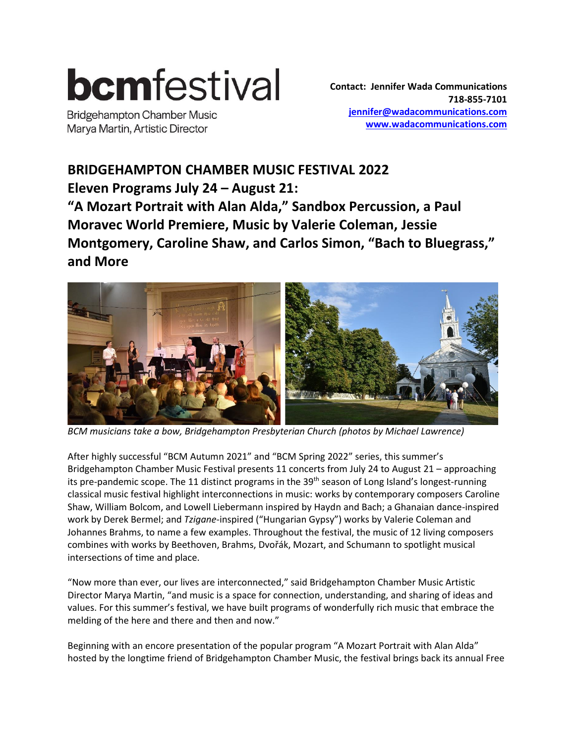**bcmfestival**

Bridgehampton Chamber Music
Marya Martin, Artistic Director

**Contact: Jennifer Wada Communications**
**718-855-7101**
**jennifer@wadacommunications.com**
**www.wadacommunications.com**

# BRIDGEHAMPTON CHAMBER MUSIC FESTIVAL 2022
## Eleven Programs July 24 – August 21: "A Mozart Portrait with Alan Alda," Sandbox Percussion, a Paul Moravec World Premiere, Music by Valerie Coleman, Jessie Montgomery, Caroline Shaw, and Carlos Simon, "Bach to Bluegrass," and More

*BCM musicians take a bow, Bridgehampton Presbyterian Church (photos by Michael Lawrence)*

After highly successful "BCM Autumn 2021" and "BCM Spring 2022" series, this summer's Bridgehampton Chamber Music Festival presents 11 concerts from July 24 to August 21 – approaching its pre-pandemic scope. The 11 distinct programs in the 39th season of Long Island's longest-running classical music festival highlight interconnections in music: works by contemporary composers Caroline Shaw, William Bolcom, and Lowell Liebermann inspired by Haydn and Bach; a Ghanaian dance-inspired work by Derek Bermel; and *Tzigane*-inspired ("Hungarian Gypsy") works by Valerie Coleman and Johannes Brahms, to name a few examples. Throughout the festival, the music of 12 living composers combines with works by Beethoven, Brahms, Dvořák, Mozart, and Schumann to spotlight musical intersections of time and place.

"Now more than ever, our lives are interconnected," said Bridgehampton Chamber Music Artistic Director Marya Martin, "and music is a space for connection, understanding, and sharing of ideas and values. For this summer's festival, we have built programs of wonderfully rich music that embrace the melding of the here and there and then and now."

Beginning with an encore presentation of the popular program "A Mozart Portrait with Alan Alda" hosted by the longtime friend of Bridgehampton Chamber Music, the festival brings back its annual Free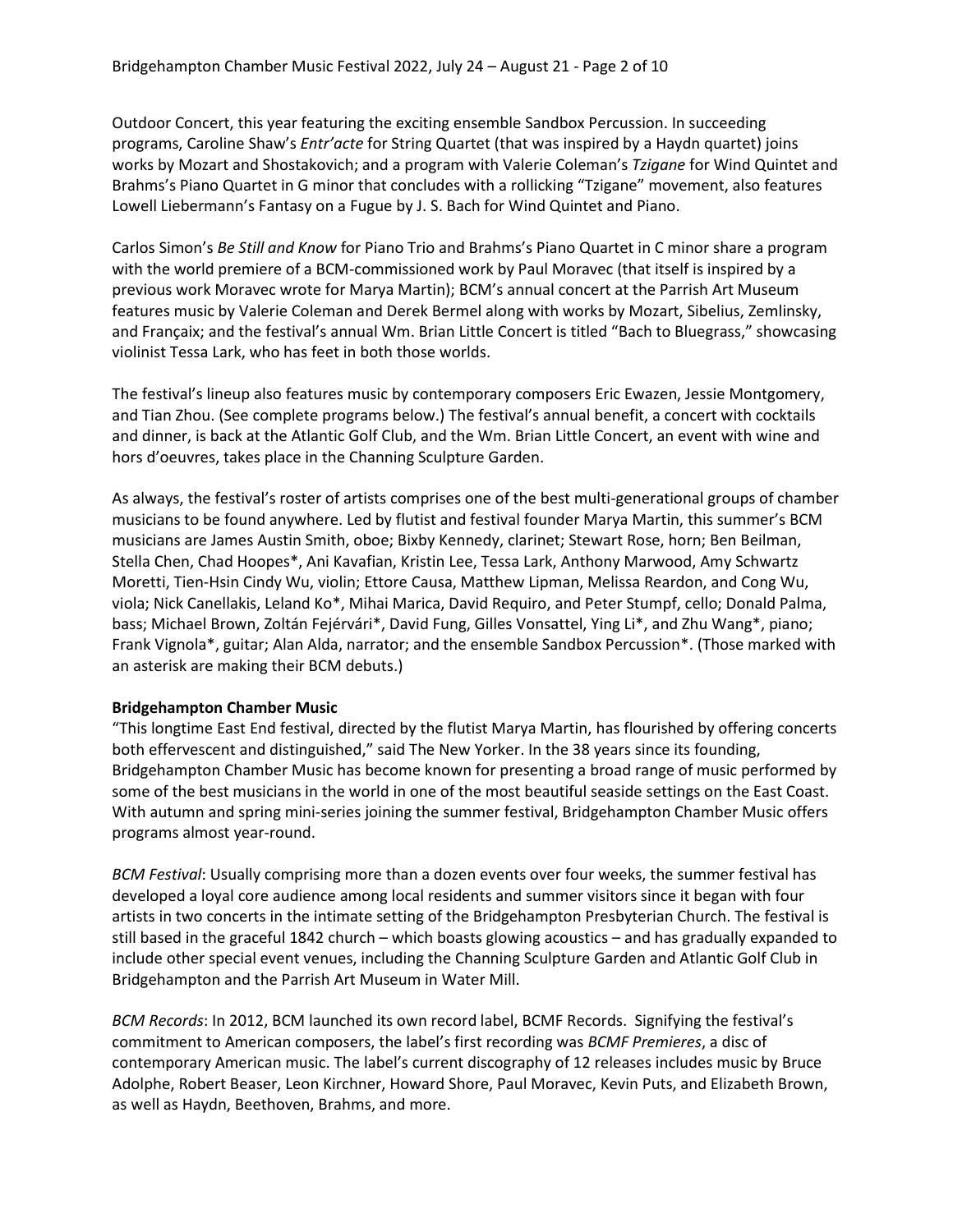Outdoor Concert, this year featuring the exciting ensemble Sandbox Percussion. In succeeding programs, Caroline Shaw's *Entr'acte* for String Quartet (that was inspired by a Haydn quartet) joins works by Mozart and Shostakovich; and a program with Valerie Coleman's *Tzigane* for Wind Quintet and Brahms's Piano Quartet in G minor that concludes with a rollicking "Tzigane" movement, also features Lowell Liebermann's Fantasy on a Fugue by J. S. Bach for Wind Quintet and Piano.

Carlos Simon's *Be Still and Know* for Piano Trio and Brahms's Piano Quartet in C minor share a program with the world premiere of a BCM-commissioned work by Paul Moravec (that itself is inspired by a previous work Moravec wrote for Marya Martin); BCM's annual concert at the Parrish Art Museum features music by Valerie Coleman and Derek Bermel along with works by Mozart, Sibelius, Zemlinsky, and Françaix; and the festival's annual Wm. Brian Little Concert is titled "Bach to Bluegrass," showcasing violinist Tessa Lark, who has feet in both those worlds.

The festival's lineup also features music by contemporary composers Eric Ewazen, Jessie Montgomery, and Tian Zhou. (See complete programs below.) The festival's annual benefit, a concert with cocktails and dinner, is back at the Atlantic Golf Club, and the Wm. Brian Little Concert, an event with wine and hors d'oeuvres, takes place in the Channing Sculpture Garden.

As always, the festival's roster of artists comprises one of the best multi-generational groups of chamber musicians to be found anywhere. Led by flutist and festival founder Marya Martin, this summer's BCM musicians are James Austin Smith, oboe; Bixby Kennedy, clarinet; Stewart Rose, horn; Ben Beilman, Stella Chen, Chad Hoopes*, Ani Kavafian, Kristin Lee, Tessa Lark, Anthony Marwood, Amy Schwartz Moretti, Tien-Hsin Cindy Wu, violin; Ettore Causa, Matthew Lipman, Melissa Reardon, and Cong Wu, viola; Nick Canellakis, Leland Ko*, Mihai Marica, David Requiro, and Peter Stumpf, cello; Donald Palma, bass; Michael Brown, Zoltán Fejérvári*, David Fung, Gilles Vonsattel, Ying Li*, and Zhu Wang*, piano; Frank Vignola*, guitar; Alan Alda, narrator; and the ensemble Sandbox Percussion*. (Those marked with an asterisk are making their BCM debuts.)

**Bridgehampton Chamber Music**

"This longtime East End festival, directed by the flutist Marya Martin, has flourished by offering concerts both effervescent and distinguished," said The New Yorker. In the 38 years since its founding, Bridgehampton Chamber Music has become known for presenting a broad range of music performed by some of the best musicians in the world in one of the most beautiful seaside settings on the East Coast. With autumn and spring mini-series joining the summer festival, Bridgehampton Chamber Music offers programs almost year-round.

*BCM Festival*: Usually comprising more than a dozen events over four weeks, the summer festival has developed a loyal core audience among local residents and summer visitors since it began with four artists in two concerts in the intimate setting of the Bridgehampton Presbyterian Church. The festival is still based in the graceful 1842 church – which boasts glowing acoustics – and has gradually expanded to include other special event venues, including the Channing Sculpture Garden and Atlantic Golf Club in Bridgehampton and the Parrish Art Museum in Water Mill.

*BCM Records*: In 2012, BCM launched its own record label, BCMF Records. Signifying the festival's commitment to American composers, the label's first recording was *BCMF Premieres*, a disc of contemporary American music. The label's current discography of 12 releases includes music by Bruce Adolphe, Robert Beaser, Leon Kirchner, Howard Shore, Paul Moravec, Kevin Puts, and Elizabeth Brown, as well as Haydn, Beethoven, Brahms, and more.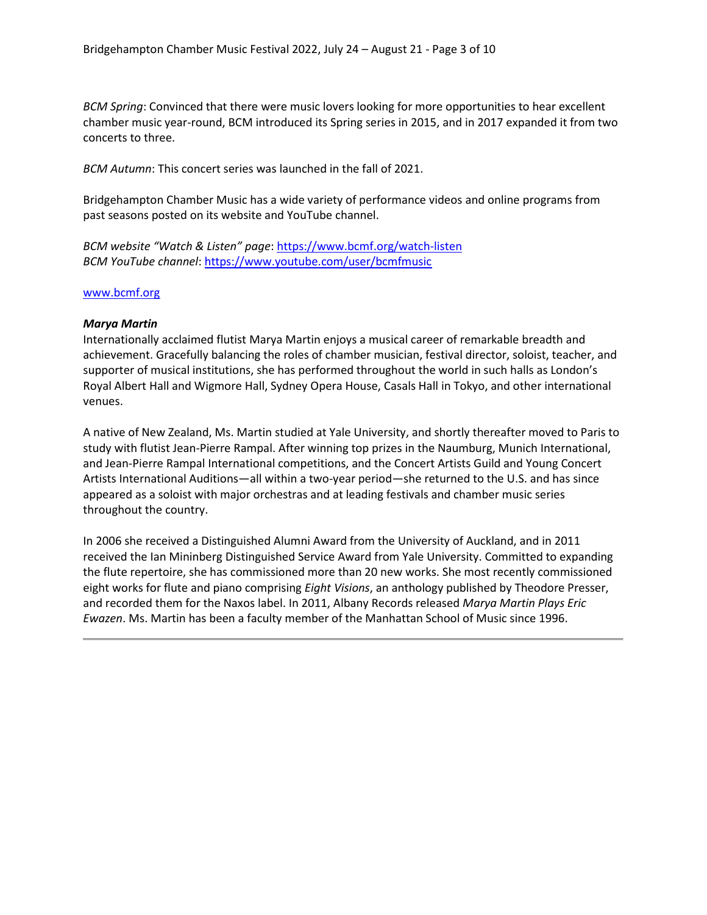*BCM Spring*: Convinced that there were music lovers looking for more opportunities to hear excellent chamber music year-round, BCM introduced its Spring series in 2015, and in 2017 expanded it from two concerts to three.

*BCM Autumn*: This concert series was launched in the fall of 2021.

Bridgehampton Chamber Music has a wide variety of performance videos and online programs from past seasons posted on its website and YouTube channel.

*BCM website "Watch & Listen" page*: https://www.bcmf.org/watch-listen
*BCM YouTube channel*: https://www.youtube.com/user/bcmfmusic

www.bcmf.org

***Marya Martin***

Internationally acclaimed flutist Marya Martin enjoys a musical career of remarkable breadth and achievement. Gracefully balancing the roles of chamber musician, festival director, soloist, teacher, and supporter of musical institutions, she has performed throughout the world in such halls as London's Royal Albert Hall and Wigmore Hall, Sydney Opera House, Casals Hall in Tokyo, and other international venues.

A native of New Zealand, Ms. Martin studied at Yale University, and shortly thereafter moved to Paris to study with flutist Jean-Pierre Rampal. After winning top prizes in the Naumburg, Munich International, and Jean-Pierre Rampal International competitions, and the Concert Artists Guild and Young Concert Artists International Auditions—all within a two-year period—she returned to the U.S. and has since appeared as a soloist with major orchestras and at leading festivals and chamber music series throughout the country.

In 2006 she received a Distinguished Alumni Award from the University of Auckland, and in 2011 received the Ian Mininberg Distinguished Service Award from Yale University. Committed to expanding the flute repertoire, she has commissioned more than 20 new works. She most recently commissioned eight works for flute and piano comprising *Eight Visions*, an anthology published by Theodore Presser, and recorded them for the Naxos label. In 2011, Albany Records released *Marya Martin Plays Eric Ewazen*. Ms. Martin has been a faculty member of the Manhattan School of Music since 1996.

---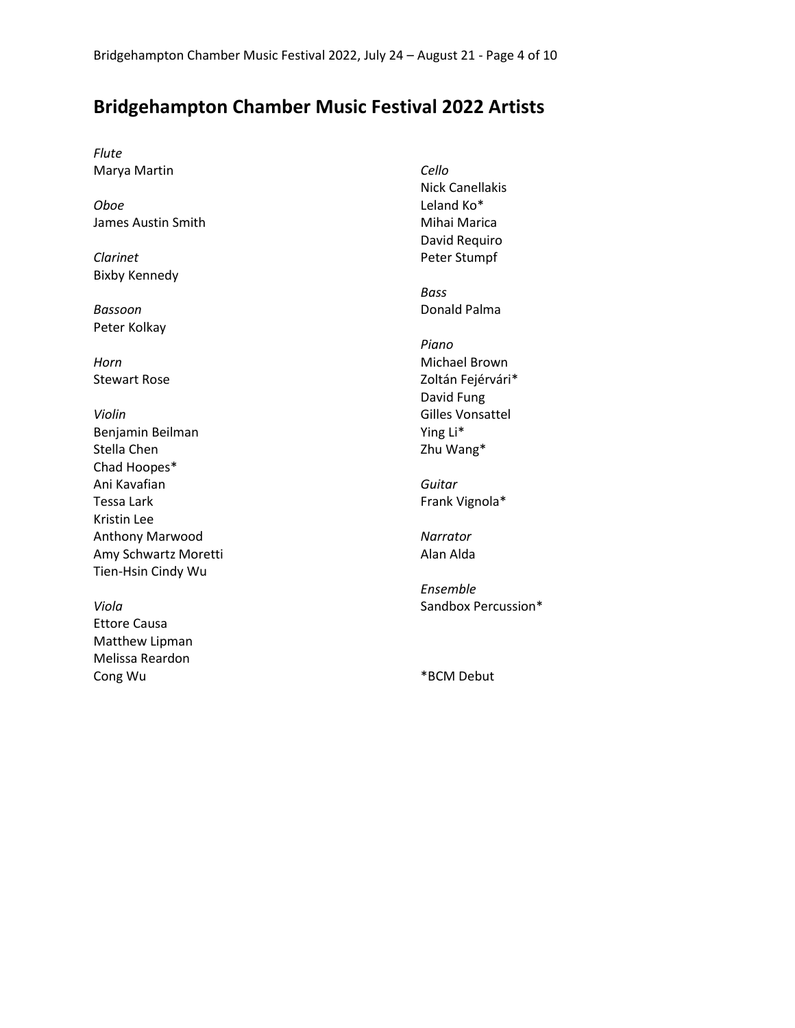## Bridgehampton Chamber Music Festival 2022 Artists

*Flute*
Marya Martin

*Oboe*
James Austin Smith

*Clarinet*
Bixby Kennedy

*Bassoon*
Peter Kolkay

*Horn*
Stewart Rose

*Violin*
Benjamin Beilman
Stella Chen
Chad Hoopes*
Ani Kavafian
Tessa Lark
Kristin Lee
Anthony Marwood
Amy Schwartz Moretti
Tien-Hsin Cindy Wu

*Viola*
Ettore Causa
Matthew Lipman
Melissa Reardon
Cong Wu

*Cello*
Nick Canellakis
Leland Ko*
Mihai Marica
David Requiro
Peter Stumpf

*Bass*
Donald Palma

*Piano*
Michael Brown
Zoltán Fejérvári*
David Fung
Gilles Vonsattel
Ying Li*
Zhu Wang*

*Guitar*
Frank Vignola*

*Narrator*
Alan Alda

*Ensemble*
Sandbox Percussion*

*BCM Debut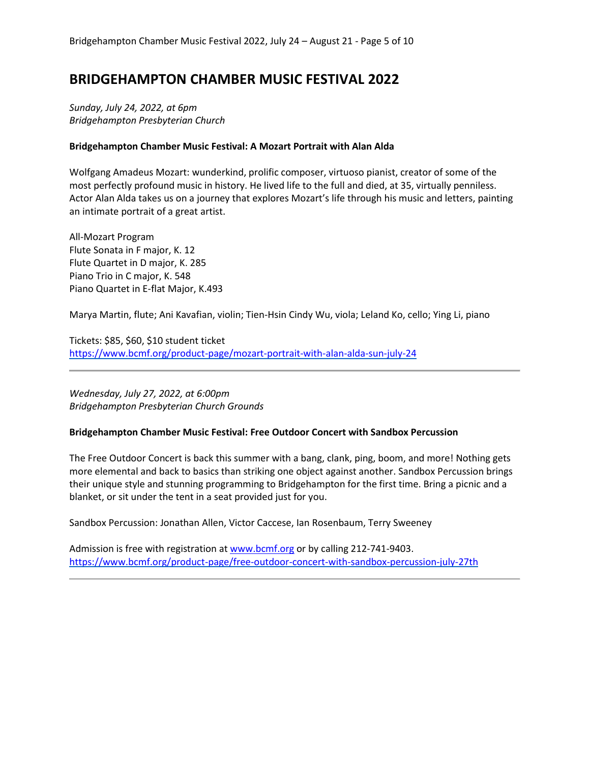# BRIDGEHAMPTON CHAMBER MUSIC FESTIVAL 2022

*Sunday, July 24, 2022, at 6pm*
*Bridgehampton Presbyterian Church*

**Bridgehampton Chamber Music Festival: A Mozart Portrait with Alan Alda**

Wolfgang Amadeus Mozart: wunderkind, prolific composer, virtuoso pianist, creator of some of the most perfectly profound music in history. He lived life to the full and died, at 35, virtually penniless. Actor Alan Alda takes us on a journey that explores Mozart's life through his music and letters, painting an intimate portrait of a great artist.

All-Mozart Program
Flute Sonata in F major, K. 12
Flute Quartet in D major, K. 285
Piano Trio in C major, K. 548
Piano Quartet in E-flat Major, K.493

Marya Martin, flute; Ani Kavafian, violin; Tien-Hsin Cindy Wu, viola; Leland Ko, cello; Ying Li, piano

Tickets: $85, $60, $10 student ticket
https://www.bcmf.org/product-page/mozart-portrait-with-alan-alda-sun-july-24

---

*Wednesday, July 27, 2022, at 6:00pm*
*Bridgehampton Presbyterian Church Grounds*

**Bridgehampton Chamber Music Festival: Free Outdoor Concert with Sandbox Percussion**

The Free Outdoor Concert is back this summer with a bang, clank, ping, boom, and more! Nothing gets more elemental and back to basics than striking one object against another. Sandbox Percussion brings their unique style and stunning programming to Bridgehampton for the first time. Bring a picnic and a blanket, or sit under the tent in a seat provided just for you.

Sandbox Percussion: Jonathan Allen, Victor Caccese, Ian Rosenbaum, Terry Sweeney

Admission is free with registration at www.bcmf.org or by calling 212-741-9403.
https://www.bcmf.org/product-page/free-outdoor-concert-with-sandbox-percussion-july-27th

---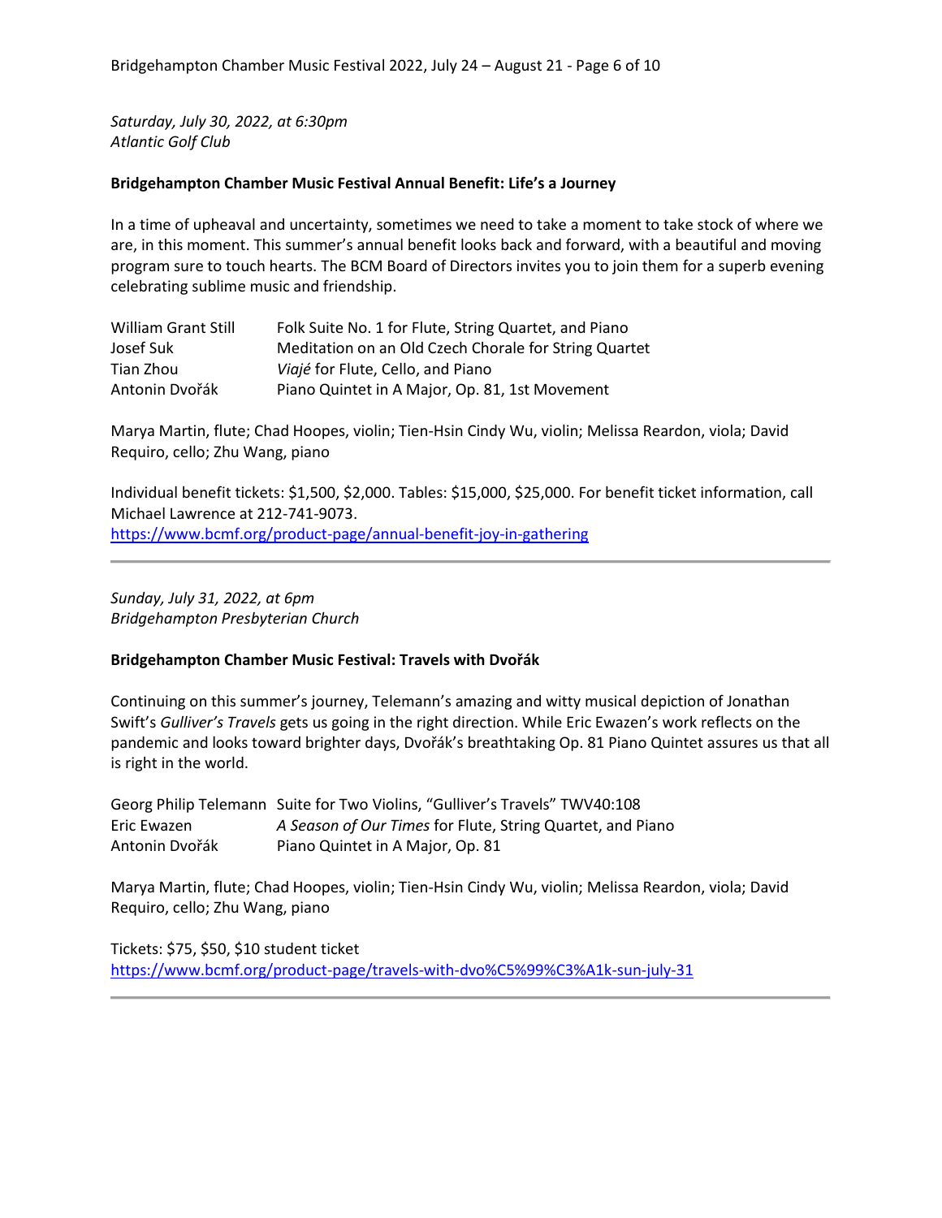*Saturday, July 30, 2022, at 6:30pm*
*Atlantic Golf Club*

**Bridgehampton Chamber Music Festival Annual Benefit: Life's a Journey**

In a time of upheaval and uncertainty, sometimes we need to take a moment to take stock of where we are, in this moment. This summer's annual benefit looks back and forward, with a beautiful and moving program sure to touch hearts. The BCM Board of Directors invites you to join them for a superb evening celebrating sublime music and friendship.

| | |
|---|---|
| William Grant Still | Folk Suite No. 1 for Flute, String Quartet, and Piano |
| Josef Suk | Meditation on an Old Czech Chorale for String Quartet |
| Tian Zhou | *Viajé* for Flute, Cello, and Piano |
| Antonin Dvořák | Piano Quintet in A Major, Op. 81, 1st Movement |

Marya Martin, flute; Chad Hoopes, violin; Tien-Hsin Cindy Wu, violin; Melissa Reardon, viola; David Requiro, cello; Zhu Wang, piano

Individual benefit tickets: $1,500, $2,000. Tables: $15,000, $25,000. For benefit ticket information, call Michael Lawrence at 212-741-9073.
https://www.bcmf.org/product-page/annual-benefit-joy-in-gathering

---

*Sunday, July 31, 2022, at 6pm*
*Bridgehampton Presbyterian Church*

**Bridgehampton Chamber Music Festival: Travels with Dvořák**

Continuing on this summer's journey, Telemann's amazing and witty musical depiction of Jonathan Swift's *Gulliver's Travels* gets us going in the right direction. While Eric Ewazen's work reflects on the pandemic and looks toward brighter days, Dvořák's breathtaking Op. 81 Piano Quintet assures us that all is right in the world.

| | |
|---|---|
| Georg Philip Telemann | Suite for Two Violins, "Gulliver's Travels" TWV40:108 |
| Eric Ewazen | *A Season of Our Times* for Flute, String Quartet, and Piano |
| Antonin Dvořák | Piano Quintet in A Major, Op. 81 |

Marya Martin, flute; Chad Hoopes, violin; Tien-Hsin Cindy Wu, violin; Melissa Reardon, viola; David Requiro, cello; Zhu Wang, piano

Tickets: $75, $50, $10 student ticket
https://www.bcmf.org/product-page/travels-with-dvo%C5%99%C3%A1k-sun-july-31

---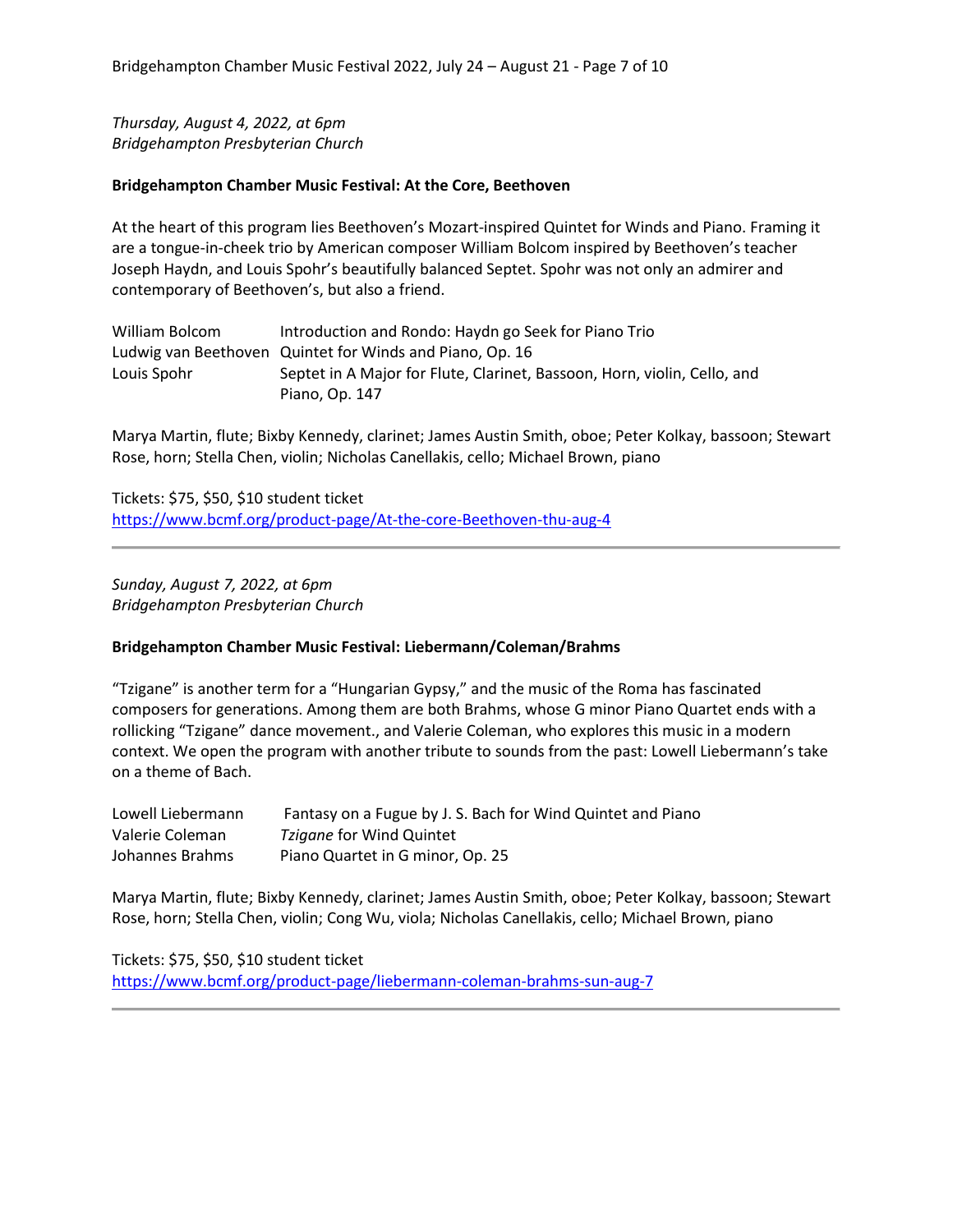*Thursday, August 4, 2022, at 6pm*
*Bridgehampton Presbyterian Church*

**Bridgehampton Chamber Music Festival: At the Core, Beethoven**

At the heart of this program lies Beethoven's Mozart-inspired Quintet for Winds and Piano. Framing it are a tongue-in-cheek trio by American composer William Bolcom inspired by Beethoven's teacher Joseph Haydn, and Louis Spohr's beautifully balanced Septet. Spohr was not only an admirer and contemporary of Beethoven's, but also a friend.

| | |
|---|---|
| William Bolcom | Introduction and Rondo: Haydn go Seek for Piano Trio |
| Ludwig van Beethoven | Quintet for Winds and Piano, Op. 16 |
| Louis Spohr | Septet in A Major for Flute, Clarinet, Bassoon, Horn, violin, Cello, and Piano, Op. 147 |

Marya Martin, flute; Bixby Kennedy, clarinet; James Austin Smith, oboe; Peter Kolkay, bassoon; Stewart Rose, horn; Stella Chen, violin; Nicholas Canellakis, cello; Michael Brown, piano

Tickets: $75, $50, $10 student ticket
https://www.bcmf.org/product-page/At-the-core-Beethoven-thu-aug-4

---

*Sunday, August 7, 2022, at 6pm*
*Bridgehampton Presbyterian Church*

**Bridgehampton Chamber Music Festival: Liebermann/Coleman/Brahms**

"Tzigane" is another term for a "Hungarian Gypsy," and the music of the Roma has fascinated composers for generations. Among them are both Brahms, whose G minor Piano Quartet ends with a rollicking "Tzigane" dance movement., and Valerie Coleman, who explores this music in a modern context. We open the program with another tribute to sounds from the past: Lowell Liebermann's take on a theme of Bach.

| | |
|---|---|
| Lowell Liebermann | Fantasy on a Fugue by J. S. Bach for Wind Quintet and Piano |
| Valerie Coleman | *Tzigane* for Wind Quintet |
| Johannes Brahms | Piano Quartet in G minor, Op. 25 |

Marya Martin, flute; Bixby Kennedy, clarinet; James Austin Smith, oboe; Peter Kolkay, bassoon; Stewart Rose, horn; Stella Chen, violin; Cong Wu, viola; Nicholas Canellakis, cello; Michael Brown, piano

Tickets: $75, $50, $10 student ticket
https://www.bcmf.org/product-page/liebermann-coleman-brahms-sun-aug-7

---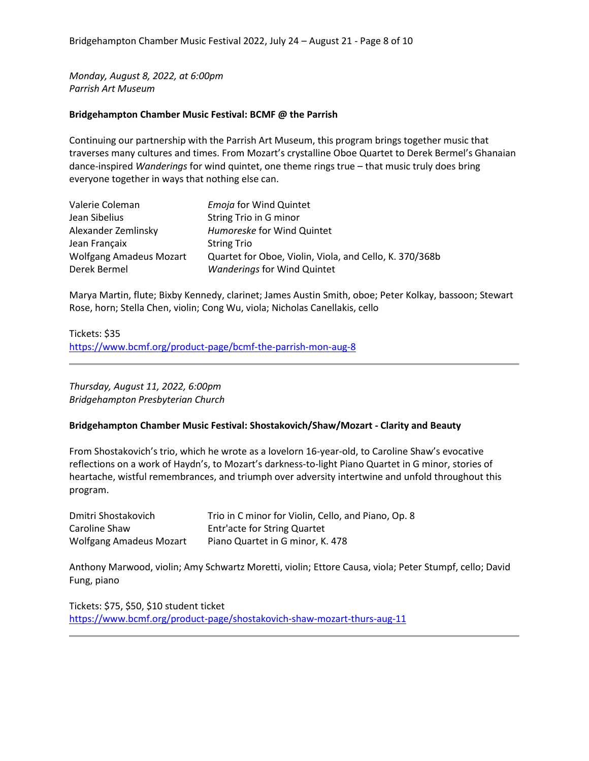*Monday, August 8, 2022, at 6:00pm*
*Parrish Art Museum*

**Bridgehampton Chamber Music Festival: BCMF @ the Parrish**

Continuing our partnership with the Parrish Art Museum, this program brings together music that traverses many cultures and times. From Mozart's crystalline Oboe Quartet to Derek Bermel's Ghanaian dance-inspired *Wanderings* for wind quintet, one theme rings true – that music truly does bring everyone together in ways that nothing else can.

| | |
|---|---|
| Valerie Coleman | *Emoja* for Wind Quintet |
| Jean Sibelius | String Trio in G minor |
| Alexander Zemlinsky | *Humoreske* for Wind Quintet |
| Jean Françaix | String Trio |
| Wolfgang Amadeus Mozart | Quartet for Oboe, Violin, Viola, and Cello, K. 370/368b |
| Derek Bermel | *Wanderings* for Wind Quintet |

Marya Martin, flute; Bixby Kennedy, clarinet; James Austin Smith, oboe; Peter Kolkay, bassoon; Stewart Rose, horn; Stella Chen, violin; Cong Wu, viola; Nicholas Canellakis, cello

Tickets: $35
https://www.bcmf.org/product-page/bcmf-the-parrish-mon-aug-8

---

*Thursday, August 11, 2022, 6:00pm*
*Bridgehampton Presbyterian Church*

**Bridgehampton Chamber Music Festival: Shostakovich/Shaw/Mozart - Clarity and Beauty**

From Shostakovich's trio, which he wrote as a lovelorn 16-year-old, to Caroline Shaw's evocative reflections on a work of Haydn's, to Mozart's darkness-to-light Piano Quartet in G minor, stories of heartache, wistful remembrances, and triumph over adversity intertwine and unfold throughout this program.

| | |
|---|---|
| Dmitri Shostakovich | Trio in C minor for Violin, Cello, and Piano, Op. 8 |
| Caroline Shaw | Entr'acte for String Quartet |
| Wolfgang Amadeus Mozart | Piano Quartet in G minor, K. 478 |

Anthony Marwood, violin; Amy Schwartz Moretti, violin; Ettore Causa, viola; Peter Stumpf, cello; David Fung, piano

Tickets: $75, $50, $10 student ticket
https://www.bcmf.org/product-page/shostakovich-shaw-mozart-thurs-aug-11

---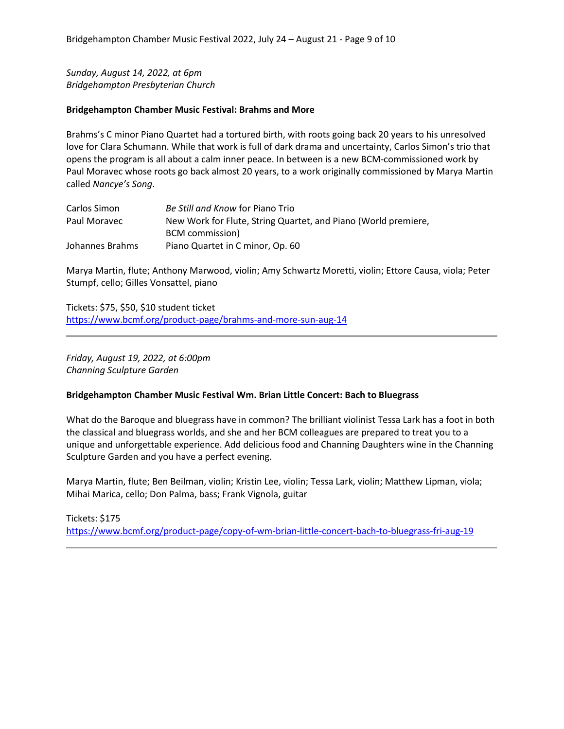*Sunday, August 14, 2022, at 6pm*
*Bridgehampton Presbyterian Church*

**Bridgehampton Chamber Music Festival: Brahms and More**

Brahms's C minor Piano Quartet had a tortured birth, with roots going back 20 years to his unresolved love for Clara Schumann. While that work is full of dark drama and uncertainty, Carlos Simon's trio that opens the program is all about a calm inner peace. In between is a new BCM-commissioned work by Paul Moravec whose roots go back almost 20 years, to a work originally commissioned by Marya Martin called *Nancye's Song*.

| | |
|---|---|
| Carlos Simon | *Be Still and Know* for Piano Trio |
| Paul Moravec | New Work for Flute, String Quartet, and Piano (World premiere, BCM commission) |
| Johannes Brahms | Piano Quartet in C minor, Op. 60 |

Marya Martin, flute; Anthony Marwood, violin; Amy Schwartz Moretti, violin; Ettore Causa, viola; Peter Stumpf, cello; Gilles Vonsattel, piano

Tickets: $75, $50, $10 student ticket
https://www.bcmf.org/product-page/brahms-and-more-sun-aug-14

---

*Friday, August 19, 2022, at 6:00pm*
*Channing Sculpture Garden*

**Bridgehampton Chamber Music Festival Wm. Brian Little Concert: Bach to Bluegrass**

What do the Baroque and bluegrass have in common? The brilliant violinist Tessa Lark has a foot in both the classical and bluegrass worlds, and she and her BCM colleagues are prepared to treat you to a unique and unforgettable experience. Add delicious food and Channing Daughters wine in the Channing Sculpture Garden and you have a perfect evening.

Marya Martin, flute; Ben Beilman, violin; Kristin Lee, violin; Tessa Lark, violin; Matthew Lipman, viola; Mihai Marica, cello; Don Palma, bass; Frank Vignola, guitar

Tickets: $175
https://www.bcmf.org/product-page/copy-of-wm-brian-little-concert-bach-to-bluegrass-fri-aug-19

---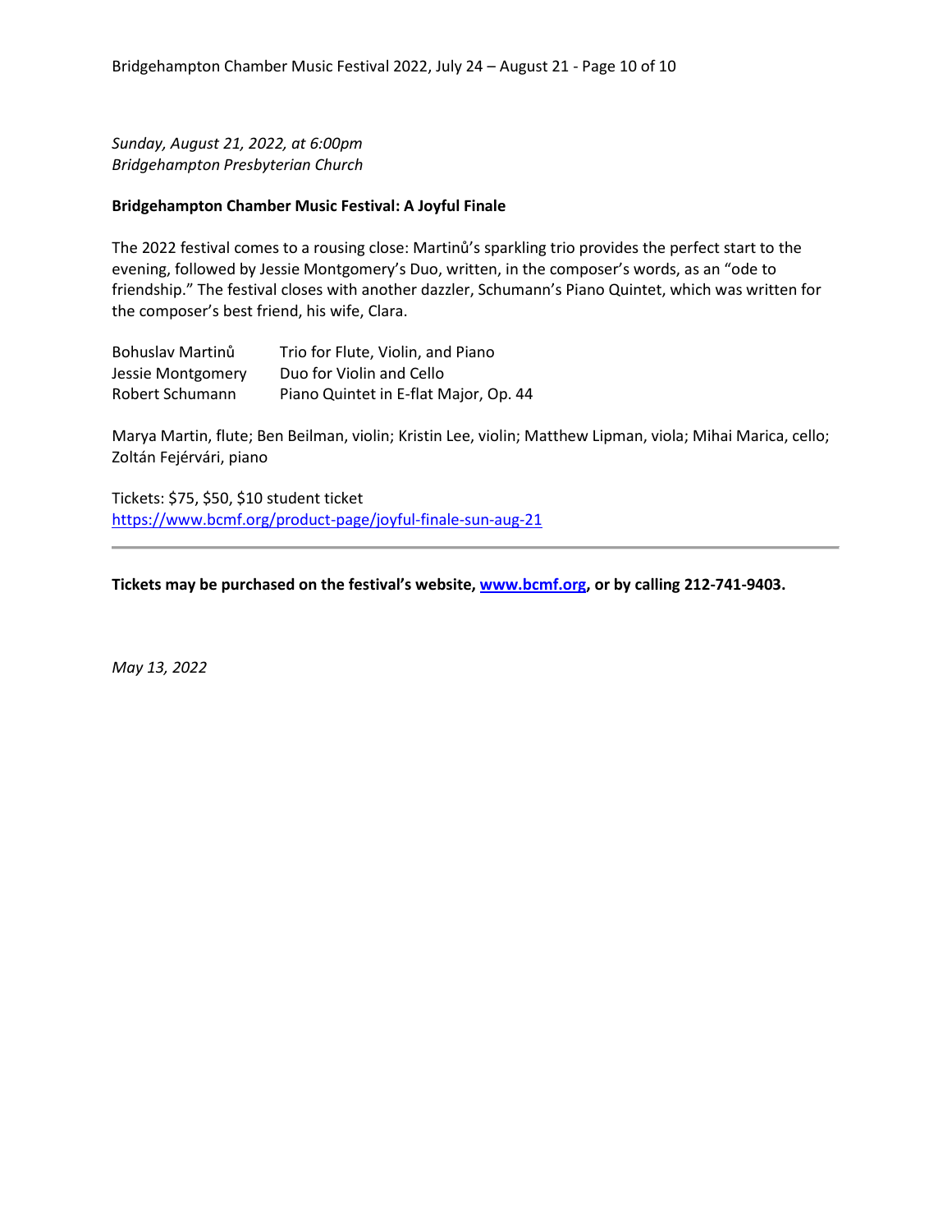*Sunday, August 21, 2022, at 6:00pm*
*Bridgehampton Presbyterian Church*

**Bridgehampton Chamber Music Festival: A Joyful Finale**

The 2022 festival comes to a rousing close: Martinů's sparkling trio provides the perfect start to the evening, followed by Jessie Montgomery's Duo, written, in the composer's words, as an "ode to friendship." The festival closes with another dazzler, Schumann's Piano Quintet, which was written for the composer's best friend, his wife, Clara.

| | |
|---|---|
| Bohuslav Martinů | Trio for Flute, Violin, and Piano |
| Jessie Montgomery | Duo for Violin and Cello |
| Robert Schumann | Piano Quintet in E-flat Major, Op. 44 |

Marya Martin, flute; Ben Beilman, violin; Kristin Lee, violin; Matthew Lipman, viola; Mihai Marica, cello; Zoltán Fejérvári, piano

Tickets: $75, $50, $10 student ticket
https://www.bcmf.org/product-page/joyful-finale-sun-aug-21

---

**Tickets may be purchased on the festival's website, www.bcmf.org, or by calling 212-741-9403.**

*May 13, 2022*